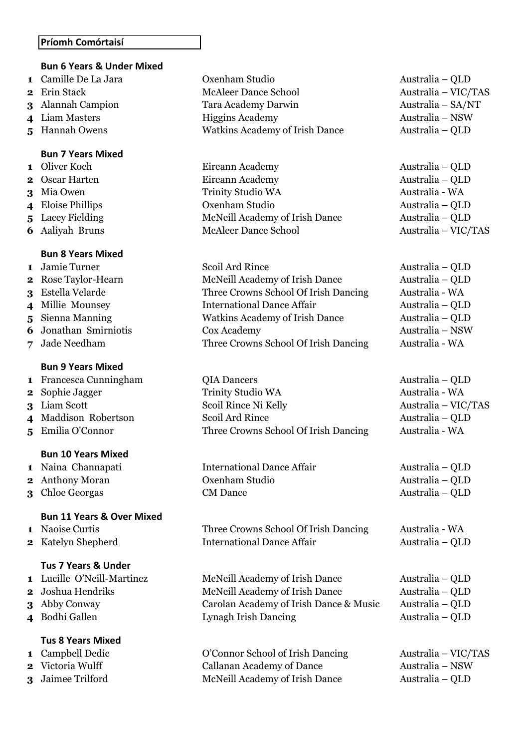**Príomh Comórtaisí**

### Bun 6 Years & Under Mixed

| | Name | School | Region |
|---|---|---|---|
| 1 | Camille De La Jara | Oxenham Studio | Australia – QLD |
| 2 | Erin Stack | McAleer Dance School | Australia – VIC/TAS |
| 3 | Alannah Campion | Tara Academy Darwin | Australia – SA/NT |
| 4 | Liam Masters | Higgins Academy | Australia – NSW |
| 5 | Hannah Owens | Watkins Academy of Irish Dance | Australia – QLD |

### Bun 7 Years Mixed

| | Name | School | Region |
|---|---|---|---|
| 1 | Oliver Koch | Eireann Academy | Australia – QLD |
| 2 | Oscar Harten | Eireann Academy | Australia – QLD |
| 3 | Mia Owen | Trinity Studio WA | Australia - WA |
| 4 | Eloise Phillips | Oxenham Studio | Australia – QLD |
| 5 | Lacey Fielding | McNeill Academy of Irish Dance | Australia – QLD |
| 6 | Aaliyah Bruns | McAleer Dance School | Australia – VIC/TAS |

### Bun 8 Years Mixed

| | Name | School | Region |
|---|---|---|---|
| 1 | Jamie Turner | Scoil Ard Rince | Australia – QLD |
| 2 | Rose Taylor-Hearn | McNeill Academy of Irish Dance | Australia – QLD |
| 3 | Estella Velarde | Three Crowns School Of Irish Dancing | Australia - WA |
| 4 | Millie Mounsey | International Dance Affair | Australia – QLD |
| 5 | Sienna Manning | Watkins Academy of Irish Dance | Australia – QLD |
| 6 | Jonathan Smirniotis | Cox Academy | Australia – NSW |
| 7 | Jade Needham | Three Crowns School Of Irish Dancing | Australia - WA |

### Bun 9 Years Mixed

| | Name | School | Region |
|---|---|---|---|
| 1 | Francesca Cunningham | QIA Dancers | Australia – QLD |
| 2 | Sophie Jagger | Trinity Studio WA | Australia - WA |
| 3 | Liam Scott | Scoil Rince Ni Kelly | Australia – VIC/TAS |
| 4 | Maddison Robertson | Scoil Ard Rince | Australia – QLD |
| 5 | Emilia O'Connor | Three Crowns School Of Irish Dancing | Australia - WA |

### Bun 10 Years Mixed

| | Name | School | Region |
|---|---|---|---|
| 1 | Naina Channapati | International Dance Affair | Australia – QLD |
| 2 | Anthony Moran | Oxenham Studio | Australia – QLD |
| 3 | Chloe Georgas | CM Dance | Australia – QLD |

### Bun 11 Years & Over Mixed

| | Name | School | Region |
|---|---|---|---|
| 1 | Naoise Curtis | Three Crowns School Of Irish Dancing | Australia - WA |
| 2 | Katelyn Shepherd | International Dance Affair | Australia – QLD |

### Tus 7 Years & Under

| | Name | School | Region |
|---|---|---|---|
| 1 | Lucille O'Neill-Martinez | McNeill Academy of Irish Dance | Australia – QLD |
| 2 | Joshua Hendriks | McNeill Academy of Irish Dance | Australia – QLD |
| 3 | Abby Conway | Carolan Academy of Irish Dance & Music | Australia – QLD |
| 4 | Bodhi Gallen | Lynagh Irish Dancing | Australia – QLD |

### Tus 8 Years Mixed

| | Name | School | Region |
|---|---|---|---|
| 1 | Campbell Dedic | O'Connor School of Irish Dancing | Australia – VIC/TAS |
| 2 | Victoria Wulff | Callanan Academy of Dance | Australia – NSW |
| 3 | Jaimee Trilford | McNeill Academy of Irish Dance | Australia – QLD |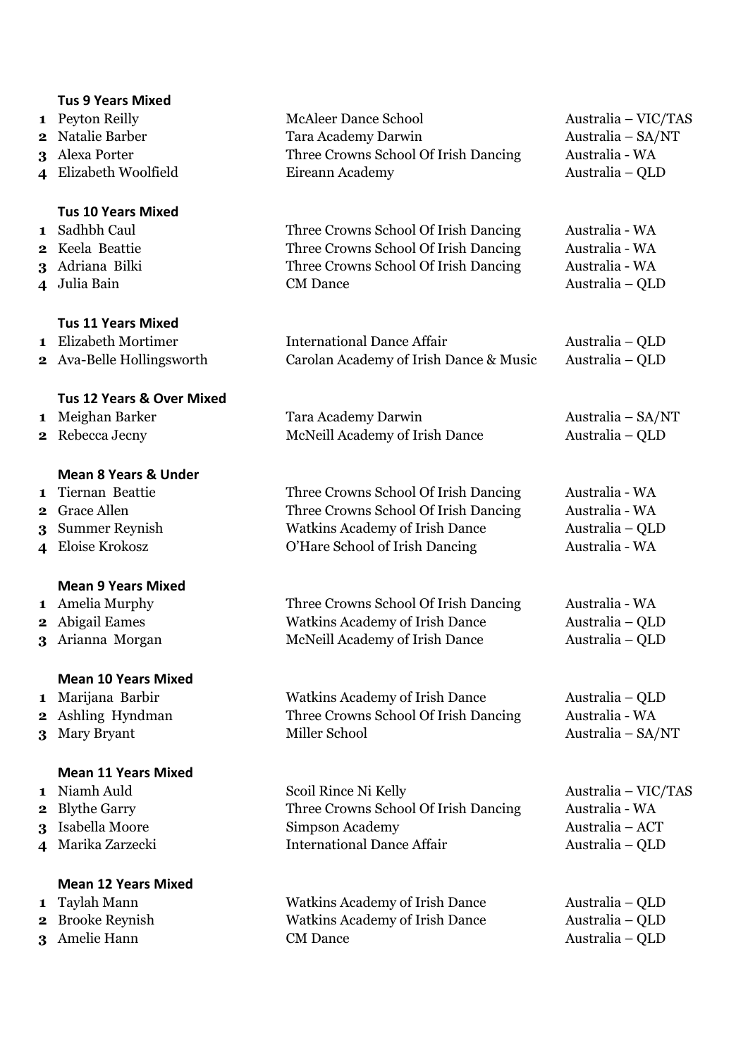### Tus 9 Years Mixed

| | | | |
|---|---|---|---|
| 1 | Peyton Reilly | McAleer Dance School | Australia – VIC/TAS |
| 2 | Natalie Barber | Tara Academy Darwin | Australia – SA/NT |
| 3 | Alexa Porter | Three Crowns School Of Irish Dancing | Australia - WA |
| 4 | Elizabeth Woolfield | Eireann Academy | Australia – QLD |

### Tus 10 Years Mixed

| | | | |
|---|---|---|---|
| 1 | Sadhbh Caul | Three Crowns School Of Irish Dancing | Australia - WA |
| 2 | Keela Beattie | Three Crowns School Of Irish Dancing | Australia - WA |
| 3 | Adriana Bilki | Three Crowns School Of Irish Dancing | Australia - WA |
| 4 | Julia Bain | CM Dance | Australia – QLD |

### Tus 11 Years Mixed

| | | | |
|---|---|---|---|
| 1 | Elizabeth Mortimer | International Dance Affair | Australia – QLD |
| 2 | Ava-Belle Hollingsworth | Carolan Academy of Irish Dance & Music | Australia – QLD |

### Tus 12 Years & Over Mixed

| | | | |
|---|---|---|---|
| 1 | Meighan Barker | Tara Academy Darwin | Australia – SA/NT |
| 2 | Rebecca Jecny | McNeill Academy of Irish Dance | Australia – QLD |

### Mean 8 Years & Under

| | | | |
|---|---|---|---|
| 1 | Tiernan Beattie | Three Crowns School Of Irish Dancing | Australia - WA |
| 2 | Grace Allen | Three Crowns School Of Irish Dancing | Australia - WA |
| 3 | Summer Reynish | Watkins Academy of Irish Dance | Australia – QLD |
| 4 | Eloise Krokosz | O'Hare School of Irish Dancing | Australia - WA |

### Mean 9 Years Mixed

| | | | |
|---|---|---|---|
| 1 | Amelia Murphy | Three Crowns School Of Irish Dancing | Australia - WA |
| 2 | Abigail Eames | Watkins Academy of Irish Dance | Australia – QLD |
| 3 | Arianna Morgan | McNeill Academy of Irish Dance | Australia – QLD |

### Mean 10 Years Mixed

| | | | |
|---|---|---|---|
| 1 | Marijana Barbir | Watkins Academy of Irish Dance | Australia – QLD |
| 2 | Ashling Hyndman | Three Crowns School Of Irish Dancing | Australia - WA |
| 3 | Mary Bryant | Miller School | Australia – SA/NT |

### Mean 11 Years Mixed

| | | | |
|---|---|---|---|
| 1 | Niamh Auld | Scoil Rince Ni Kelly | Australia – VIC/TAS |
| 2 | Blythe Garry | Three Crowns School Of Irish Dancing | Australia - WA |
| 3 | Isabella Moore | Simpson Academy | Australia – ACT |
| 4 | Marika Zarzecki | International Dance Affair | Australia – QLD |

### Mean 12 Years Mixed

| | | | |
|---|---|---|---|
| 1 | Taylah Mann | Watkins Academy of Irish Dance | Australia – QLD |
| 2 | Brooke Reynish | Watkins Academy of Irish Dance | Australia – QLD |
| 3 | Amelie Hann | CM Dance | Australia – QLD |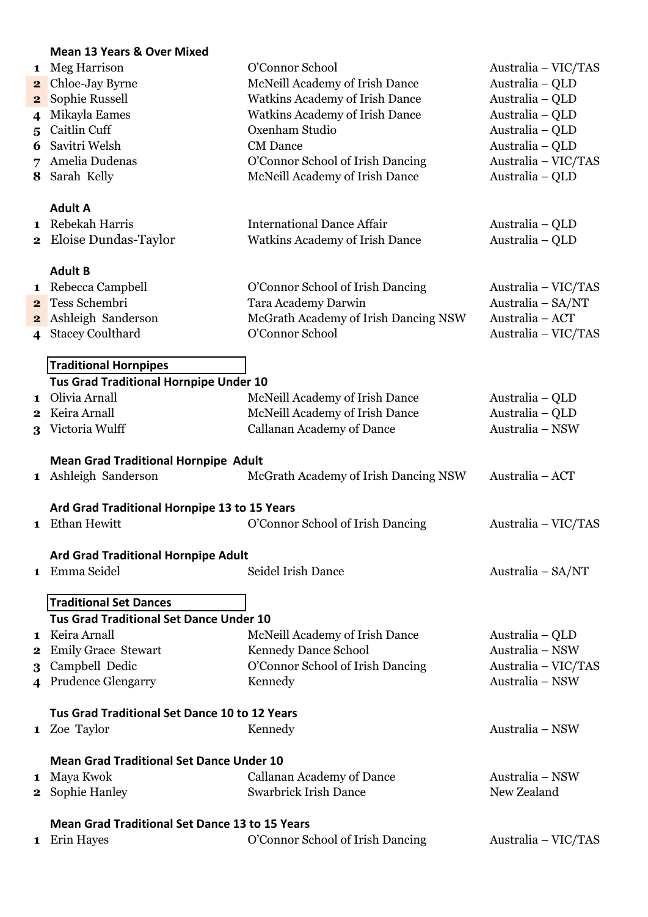**Mean 13 Years & Over Mixed**

| | | | |
|---|---|---|---|
| 1 | Meg Harrison | O'Connor School | Australia – VIC/TAS |
| 2 | Chloe-Jay Byrne | McNeill Academy of Irish Dance | Australia – QLD |
| 2 | Sophie Russell | Watkins Academy of Irish Dance | Australia – QLD |
| 4 | Mikayla Eames | Watkins Academy of Irish Dance | Australia – QLD |
| 5 | Caitlin Cuff | Oxenham Studio | Australia – QLD |
| 6 | Savitri Welsh | CM Dance | Australia – QLD |
| 7 | Amelia Dudenas | O'Connor School of Irish Dancing | Australia – VIC/TAS |
| 8 | Sarah Kelly | McNeill Academy of Irish Dance | Australia – QLD |

**Adult A**

| | | | |
|---|---|---|---|
| 1 | Rebekah Harris | International Dance Affair | Australia – QLD |
| 2 | Eloise Dundas-Taylor | Watkins Academy of Irish Dance | Australia – QLD |

**Adult B**

| | | | |
|---|---|---|---|
| 1 | Rebecca Campbell | O'Connor School of Irish Dancing | Australia – VIC/TAS |
| 2 | Tess Schembri | Tara Academy Darwin | Australia – SA/NT |
| 2 | Ashleigh Sanderson | McGrath Academy of Irish Dancing NSW | Australia – ACT |
| 4 | Stacey Coulthard | O'Connor School | Australia – VIC/TAS |

## Traditional Hornpipes

**Tus Grad Traditional Hornpipe Under 10**

| | | | |
|---|---|---|---|
| 1 | Olivia Arnall | McNeill Academy of Irish Dance | Australia – QLD |
| 2 | Keira Arnall | McNeill Academy of Irish Dance | Australia – QLD |
| 3 | Victoria Wulff | Callanan Academy of Dance | Australia – NSW |

**Mean Grad Traditional Hornpipe Adult**

| | | | |
|---|---|---|---|
| 1 | Ashleigh Sanderson | McGrath Academy of Irish Dancing NSW | Australia – ACT |

**Ard Grad Traditional Hornpipe 13 to 15 Years**

| | | | |
|---|---|---|---|
| 1 | Ethan Hewitt | O'Connor School of Irish Dancing | Australia – VIC/TAS |

**Ard Grad Traditional Hornpipe Adult**

| | | | |
|---|---|---|---|
| 1 | Emma Seidel | Seidel Irish Dance | Australia – SA/NT |

## Traditional Set Dances

**Tus Grad Traditional Set Dance Under 10**

| | | | |
|---|---|---|---|
| 1 | Keira Arnall | McNeill Academy of Irish Dance | Australia – QLD |
| 2 | Emily Grace Stewart | Kennedy Dance School | Australia – NSW |
| 3 | Campbell Dedic | O'Connor School of Irish Dancing | Australia – VIC/TAS |
| 4 | Prudence Glengarry | Kennedy | Australia – NSW |

**Tus Grad Traditional Set Dance 10 to 12 Years**

| | | | |
|---|---|---|---|
| 1 | Zoe Taylor | Kennedy | Australia – NSW |

**Mean Grad Traditional Set Dance Under 10**

| | | | |
|---|---|---|---|
| 1 | Maya Kwok | Callanan Academy of Dance | Australia – NSW |
| 2 | Sophie Hanley | Swarbrick Irish Dance | New Zealand |

**Mean Grad Traditional Set Dance 13 to 15 Years**

| | | | |
|---|---|---|---|
| 1 | Erin Hayes | O'Connor School of Irish Dancing | Australia – VIC/TAS |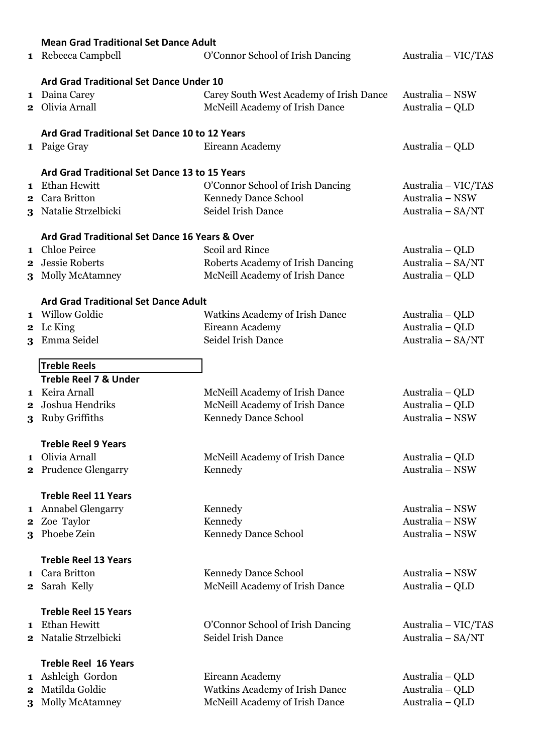**Mean Grad Traditional Set Dance Adult**

| | | | |
|---|---|---|---|
| 1 | Rebecca Campbell | O'Connor School of Irish Dancing | Australia – VIC/TAS |

**Ard Grad Traditional Set Dance Under 10**

| | | | |
|---|---|---|---|
| 1 | Daina Carey | Carey South West Academy of Irish Dance | Australia – NSW |
| 2 | Olivia Arnall | McNeill Academy of Irish Dance | Australia – QLD |

**Ard Grad Traditional Set Dance 10 to 12 Years**

| | | | |
|---|---|---|---|
| 1 | Paige Gray | Eireann Academy | Australia – QLD |

**Ard Grad Traditional Set Dance 13 to 15 Years**

| | | | |
|---|---|---|---|
| 1 | Ethan Hewitt | O'Connor School of Irish Dancing | Australia – VIC/TAS |
| 2 | Cara Britton | Kennedy Dance School | Australia – NSW |
| 3 | Natalie Strzelbicki | Seidel Irish Dance | Australia – SA/NT |

**Ard Grad Traditional Set Dance 16 Years & Over**

| | | | |
|---|---|---|---|
| 1 | Chloe Peirce | Scoil ard Rince | Australia – QLD |
| 2 | Jessie Roberts | Roberts Academy of Irish Dancing | Australia – SA/NT |
| 3 | Molly McAtamney | McNeill Academy of Irish Dance | Australia – QLD |

**Ard Grad Traditional Set Dance Adult**

| | | | |
|---|---|---|---|
| 1 | Willow Goldie | Watkins Academy of Irish Dance | Australia – QLD |
| 2 | Lc King | Eireann Academy | Australia – QLD |
| 3 | Emma Seidel | Seidel Irish Dance | Australia – SA/NT |

## Treble Reels

**Treble Reel 7 & Under**

| | | | |
|---|---|---|---|
| 1 | Keira Arnall | McNeill Academy of Irish Dance | Australia – QLD |
| 2 | Joshua Hendriks | McNeill Academy of Irish Dance | Australia – QLD |
| 3 | Ruby Griffiths | Kennedy Dance School | Australia – NSW |

**Treble Reel 9 Years**

| | | | |
|---|---|---|---|
| 1 | Olivia Arnall | McNeill Academy of Irish Dance | Australia – QLD |
| 2 | Prudence Glengarry | Kennedy | Australia – NSW |

**Treble Reel 11 Years**

| | | | |
|---|---|---|---|
| 1 | Annabel Glengarry | Kennedy | Australia – NSW |
| 2 | Zoe Taylor | Kennedy | Australia – NSW |
| 3 | Phoebe Zein | Kennedy Dance School | Australia – NSW |

**Treble Reel 13 Years**

| | | | |
|---|---|---|---|
| 1 | Cara Britton | Kennedy Dance School | Australia – NSW |
| 2 | Sarah Kelly | McNeill Academy of Irish Dance | Australia – QLD |

**Treble Reel 15 Years**

| | | | |
|---|---|---|---|
| 1 | Ethan Hewitt | O'Connor School of Irish Dancing | Australia – VIC/TAS |
| 2 | Natalie Strzelbicki | Seidel Irish Dance | Australia – SA/NT |

**Treble Reel 16 Years**

| | | | |
|---|---|---|---|
| 1 | Ashleigh Gordon | Eireann Academy | Australia – QLD |
| 2 | Matilda Goldie | Watkins Academy of Irish Dance | Australia – QLD |
| 3 | Molly McAtamney | McNeill Academy of Irish Dance | Australia – QLD |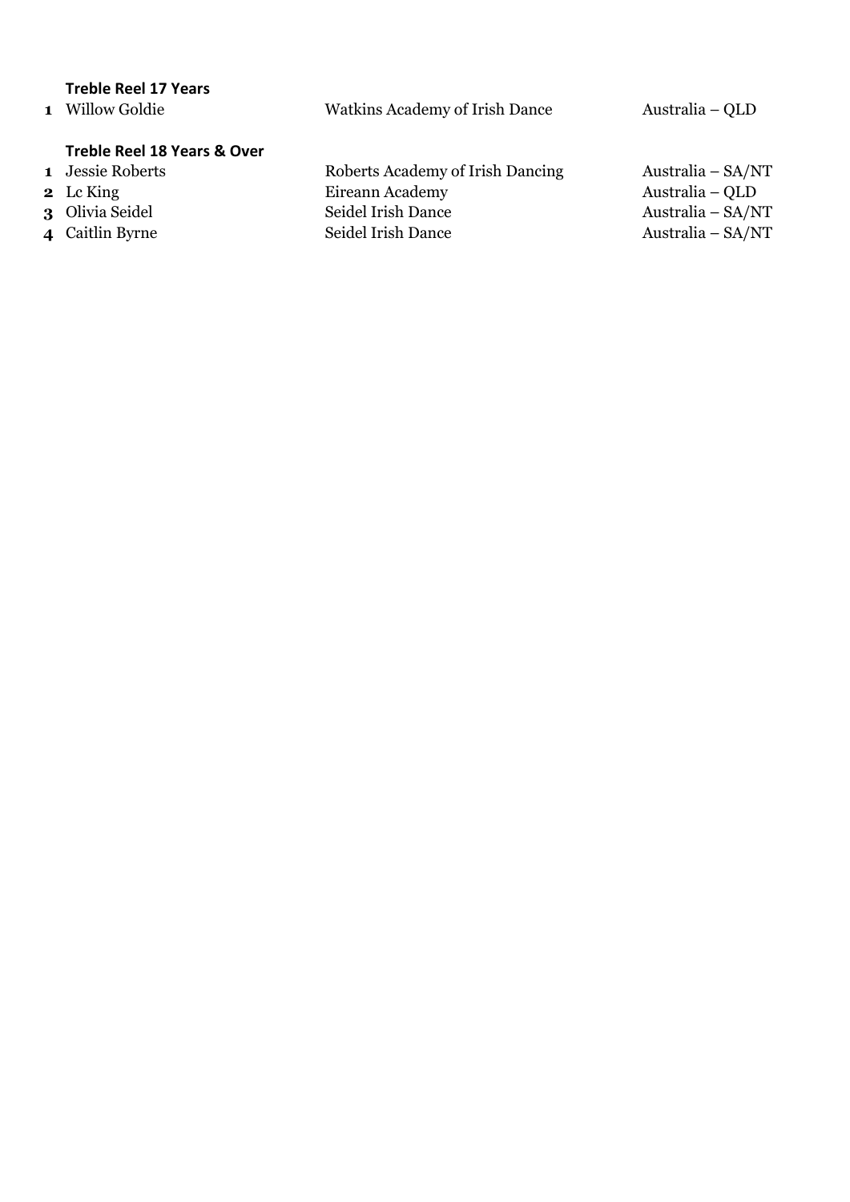**Treble Reel 17 Years**

| | | | |
|---|---|---|---|
| **1** | Willow Goldie | Watkins Academy of Irish Dance | Australia – QLD |

**Treble Reel 18 Years & Over**

| | | | |
|---|---|---|---|
| **1** | Jessie Roberts | Roberts Academy of Irish Dancing | Australia – SA/NT |
| **2** | Lc King | Eireann Academy | Australia – QLD |
| **3** | Olivia Seidel | Seidel Irish Dance | Australia – SA/NT |
| **4** | Caitlin Byrne | Seidel Irish Dance | Australia – SA/NT |